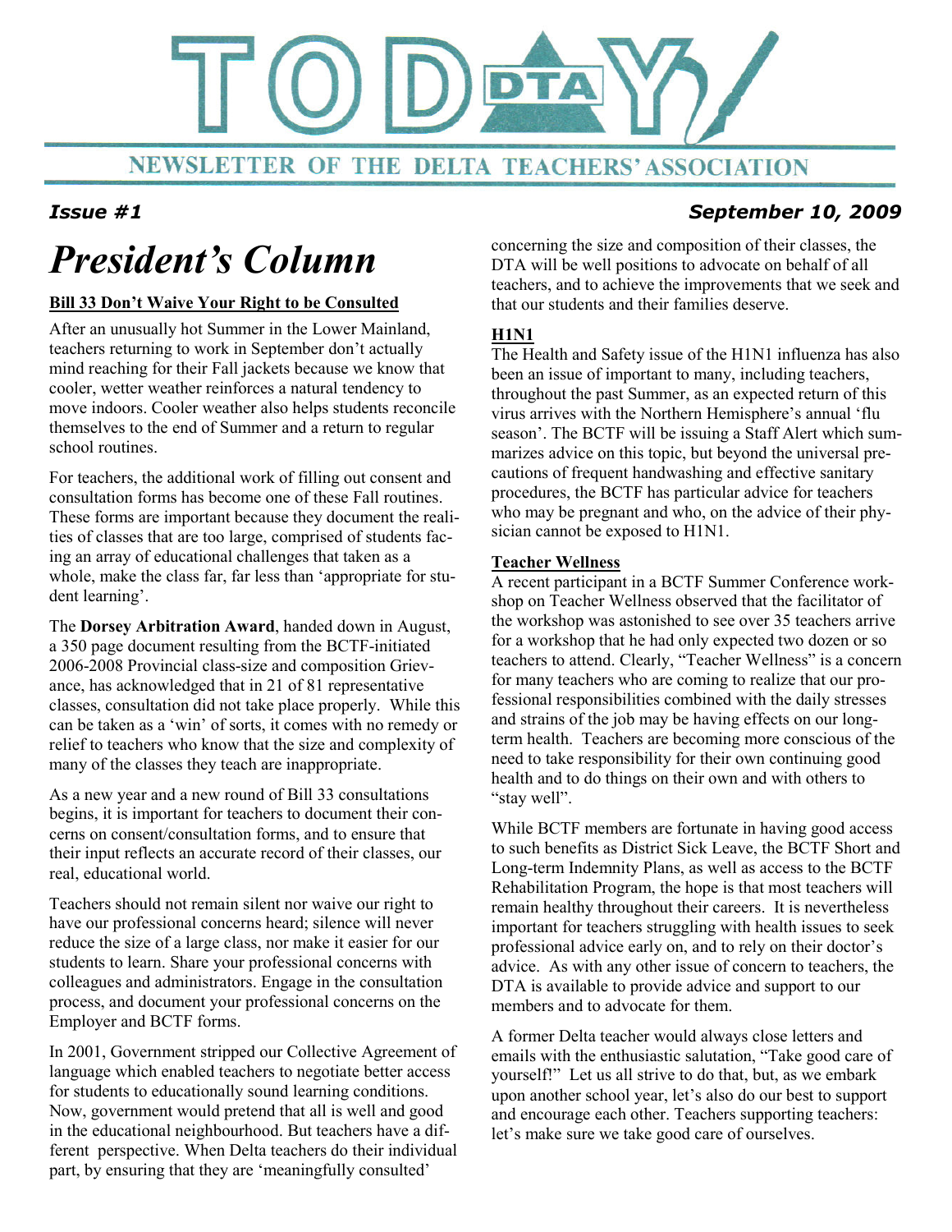# TODAY DTA

NEWSLETTER OF THE DELTA TEACHERS' ASSOCIATION

***Issue #1*** ***September 10, 2009***

# *President's Column*

## Bill 33 Don't Waive Your Right to be Consulted

After an unusually hot Summer in the Lower Mainland, teachers returning to work in September don't actually mind reaching for their Fall jackets because we know that cooler, wetter weather reinforces a natural tendency to move indoors. Cooler weather also helps students reconcile themselves to the end of Summer and a return to regular school routines.

For teachers, the additional work of filling out consent and consultation forms has become one of these Fall routines. These forms are important because they document the realities of classes that are too large, comprised of students facing an array of educational challenges that taken as a whole, make the class far, far less than 'appropriate for student learning'.

The **Dorsey Arbitration Award**, handed down in August, a 350 page document resulting from the BCTF-initiated 2006-2008 Provincial class-size and composition Grievance, has acknowledged that in 21 of 81 representative classes, consultation did not take place properly. While this can be taken as a 'win' of sorts, it comes with no remedy or relief to teachers who know that the size and complexity of many of the classes they teach are inappropriate.

As a new year and a new round of Bill 33 consultations begins, it is important for teachers to document their concerns on consent/consultation forms, and to ensure that their input reflects an accurate record of their classes, our real, educational world.

Teachers should not remain silent nor waive our right to have our professional concerns heard; silence will never reduce the size of a large class, nor make it easier for our students to learn. Share your professional concerns with colleagues and administrators. Engage in the consultation process, and document your professional concerns on the Employer and BCTF forms.

In 2001, Government stripped our Collective Agreement of language which enabled teachers to negotiate better access for students to educationally sound learning conditions. Now, government would pretend that all is well and good in the educational neighbourhood. But teachers have a different perspective. When Delta teachers do their individual part, by ensuring that they are 'meaningfully consulted' concerning the size and composition of their classes, the DTA will be well positions to advocate on behalf of all teachers, and to achieve the improvements that we seek and that our students and their families deserve.

## H1N1

The Health and Safety issue of the H1N1 influenza has also been an issue of important to many, including teachers, throughout the past Summer, as an expected return of this virus arrives with the Northern Hemisphere's annual 'flu season'. The BCTF will be issuing a Staff Alert which summarizes advice on this topic, but beyond the universal precautions of frequent handwashing and effective sanitary procedures, the BCTF has particular advice for teachers who may be pregnant and who, on the advice of their physician cannot be exposed to H1N1.

## Teacher Wellness

A recent participant in a BCTF Summer Conference workshop on Teacher Wellness observed that the facilitator of the workshop was astonished to see over 35 teachers arrive for a workshop that he had only expected two dozen or so teachers to attend. Clearly, "Teacher Wellness" is a concern for many teachers who are coming to realize that our professional responsibilities combined with the daily stresses and strains of the job may be having effects on our long-term health. Teachers are becoming more conscious of the need to take responsibility for their own continuing good health and to do things on their own and with others to "stay well".

While BCTF members are fortunate in having good access to such benefits as District Sick Leave, the BCTF Short and Long-term Indemnity Plans, as well as access to the BCTF Rehabilitation Program, the hope is that most teachers will remain healthy throughout their careers. It is nevertheless important for teachers struggling with health issues to seek professional advice early on, and to rely on their doctor's advice. As with any other issue of concern to teachers, the DTA is available to provide advice and support to our members and to advocate for them.

A former Delta teacher would always close letters and emails with the enthusiastic salutation, "Take good care of yourself!" Let us all strive to do that, but, as we embark upon another school year, let's also do our best to support and encourage each other. Teachers supporting teachers: let's make sure we take good care of ourselves.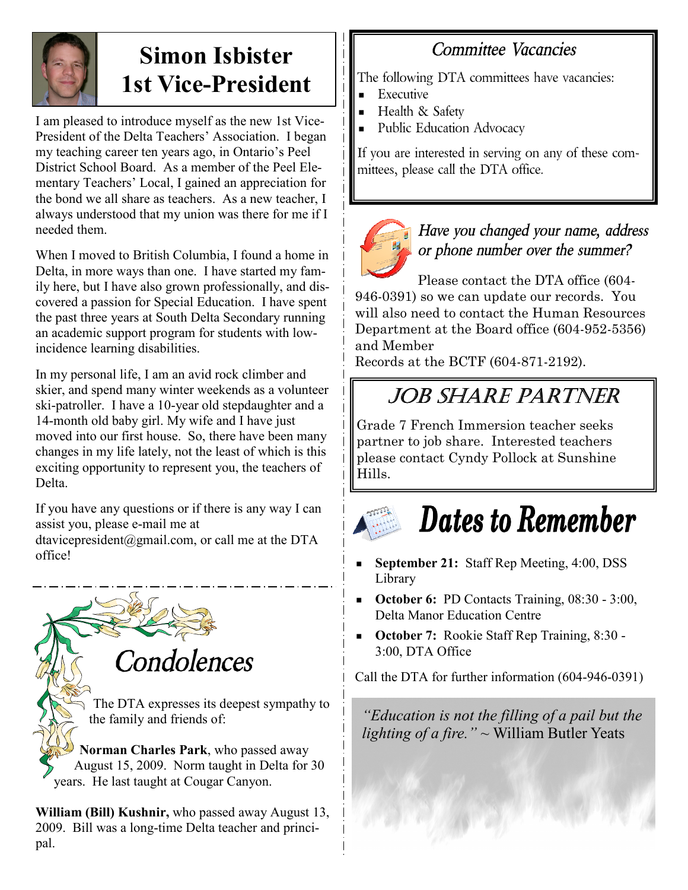# Simon Isbister 1st Vice-President

I am pleased to introduce myself as the new 1st Vice-President of the Delta Teachers' Association. I began my teaching career ten years ago, in Ontario's Peel District School Board. As a member of the Peel Elementary Teachers' Local, I gained an appreciation for the bond we all share as teachers. As a new teacher, I always understood that my union was there for me if I needed them.

When I moved to British Columbia, I found a home in Delta, in more ways than one. I have started my family here, but I have also grown professionally, and discovered a passion for Special Education. I have spent the past three years at South Delta Secondary running an academic support program for students with low-incidence learning disabilities.

In my personal life, I am an avid rock climber and skier, and spend many winter weekends as a volunteer ski-patroller. I have a 10-year old stepdaughter and a 14-month old baby girl. My wife and I have just moved into our first house. So, there have been many changes in my life lately, not the least of which is this exciting opportunity to represent you, the teachers of Delta.

If you have any questions or if there is any way I can assist you, please e-mail me at dtavicepresident@gmail.com, or call me at the DTA office!

## Condolences

The DTA expresses its deepest sympathy to the family and friends of:

**Norman Charles Park**, who passed away August 15, 2009. Norm taught in Delta for 30 years. He last taught at Cougar Canyon.

**William (Bill) Kushnir,** who passed away August 13, 2009. Bill was a long-time Delta teacher and principal.

## *Committee Vacancies*

The following DTA committees have vacancies:

- Executive
- Health & Safety
- Public Education Advocacy

If you are interested in serving on any of these committees, please call the DTA office.

### *Have you changed your name, address or phone number over the summer?*

Please contact the DTA office (604-946-0391) so we can update our records. You will also need to contact the Human Resources Department at the Board office (604-952-5356) and Member Records at the BCTF (604-871-2192).

## JOB SHARE PARTNER

Grade 7 French Immersion teacher seeks partner to job share. Interested teachers please contact Cyndy Pollock at Sunshine Hills.

## Dates to Remember

- **September 21:** Staff Rep Meeting, 4:00, DSS Library
- **October 6:** PD Contacts Training, 08:30 - 3:00, Delta Manor Education Centre
- **October 7:** Rookie Staff Rep Training, 8:30 - 3:00, DTA Office

Call the DTA for further information (604-946-0391)

*"Education is not the filling of a pail but the lighting of a fire."* ~ William Butler Yeats